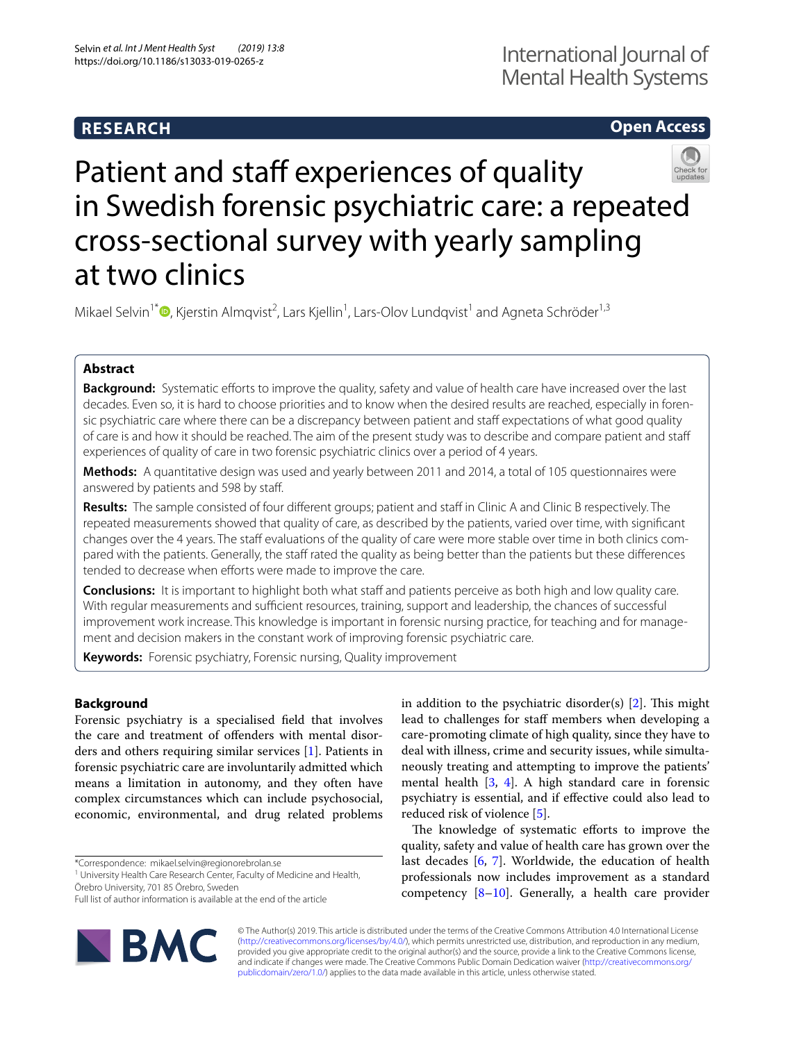**RESEARCH** **Open Access**

# Patient and staff experiences of quality in Swedish forensic psychiatric care: a repeated cross-sectional survey with yearly sampling at two clinics

Mikael Selvin[1*], Kjerstin Almqvist[2], Lars Kjellin[1], Lars-Olov Lundqvist[1] and Agneta Schröder[1,3]

## Abstract

**Background:** Systematic efforts to improve the quality, safety and value of health care have increased over the last decades. Even so, it is hard to choose priorities and to know when the desired results are reached, especially in forensic psychiatric care where there can be a discrepancy between patient and staff expectations of what good quality of care is and how it should be reached. The aim of the present study was to describe and compare patient and staff experiences of quality of care in two forensic psychiatric clinics over a period of 4 years.

**Methods:** A quantitative design was used and yearly between 2011 and 2014, a total of 105 questionnaires were answered by patients and 598 by staff.

**Results:** The sample consisted of four different groups; patient and staff in Clinic A and Clinic B respectively. The repeated measurements showed that quality of care, as described by the patients, varied over time, with significant changes over the 4 years. The staff evaluations of the quality of care were more stable over time in both clinics compared with the patients. Generally, the staff rated the quality as being better than the patients but these differences tended to decrease when efforts were made to improve the care.

**Conclusions:** It is important to highlight both what staff and patients perceive as both high and low quality care. With regular measurements and sufficient resources, training, support and leadership, the chances of successful improvement work increase. This knowledge is important in forensic nursing practice, for teaching and for management and decision makers in the constant work of improving forensic psychiatric care.

**Keywords:** Forensic psychiatry, Forensic nursing, Quality improvement

## Background

Forensic psychiatry is a specialised field that involves the care and treatment of offenders with mental disorders and others requiring similar services [1]. Patients in forensic psychiatric care are involuntarily admitted which means a limitation in autonomy, and they often have complex circumstances which can include psychosocial, economic, environmental, and drug related problems in addition to the psychiatric disorder(s) [2]. This might lead to challenges for staff members when developing a care-promoting climate of high quality, since they have to deal with illness, crime and security issues, while simultaneously treating and attempting to improve the patients' mental health [3, 4]. A high standard care in forensic psychiatry is essential, and if effective could also lead to reduced risk of violence [5].

The knowledge of systematic efforts to improve the quality, safety and value of health care has grown over the last decades [6, 7]. Worldwide, the education of health professionals now includes improvement as a standard competency [8–10]. Generally, a health care provider

*Correspondence: mikael.selvin@regionorebrolan.se
[1] University Health Care Research Center, Faculty of Medicine and Health, Örebro University, 701 85 Örebro, Sweden
Full list of author information is available at the end of the article

© The Author(s) 2019. This article is distributed under the terms of the Creative Commons Attribution 4.0 International License (http://creativecommons.org/licenses/by/4.0/), which permits unrestricted use, distribution, and reproduction in any medium, provided you give appropriate credit to the original author(s) and the source, provide a link to the Creative Commons license, and indicate if changes were made. The Creative Commons Public Domain Dedication waiver (http://creativecommons.org/publicdomain/zero/1.0/) applies to the data made available in this article, unless otherwise stated.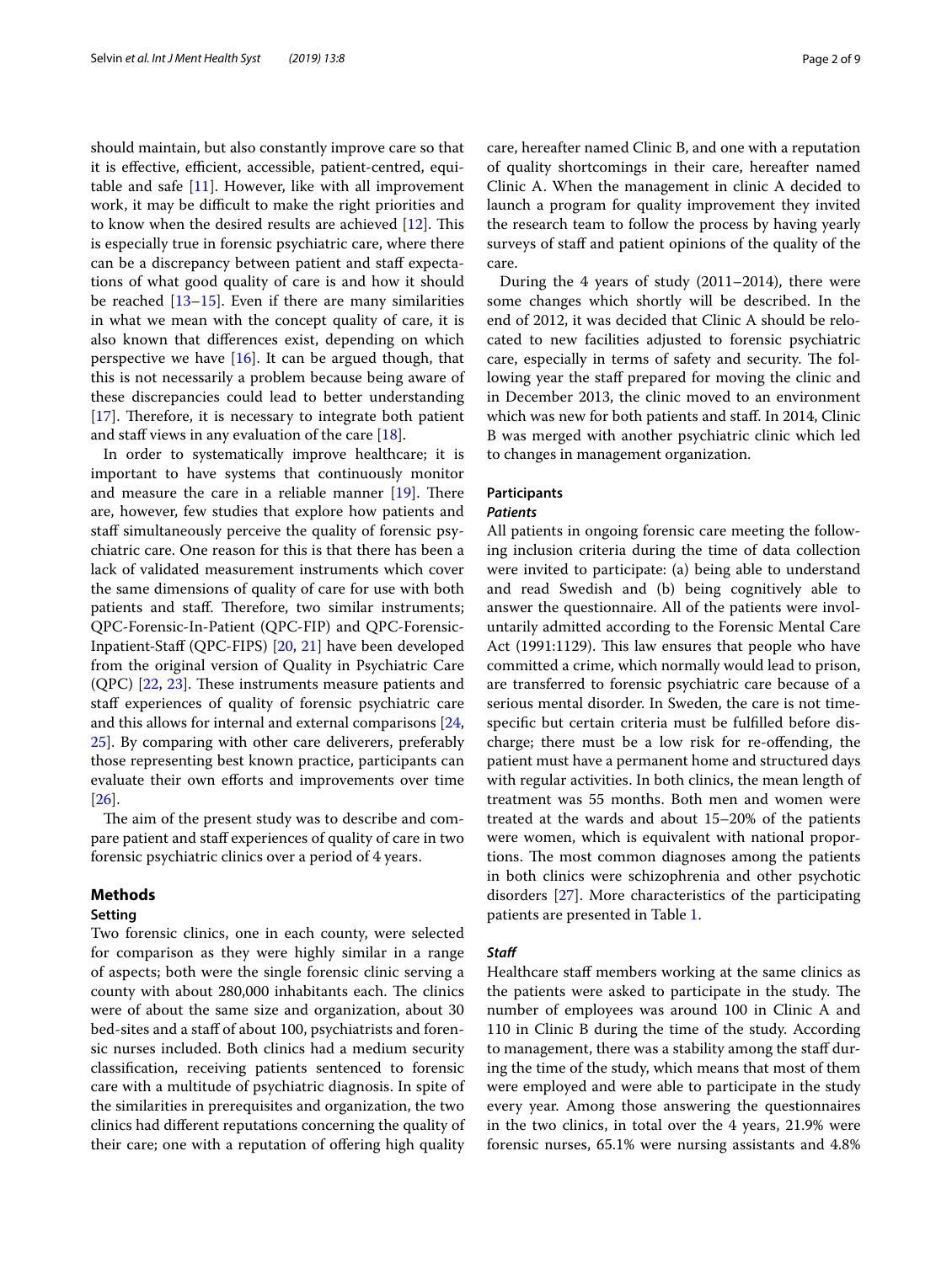should maintain, but also constantly improve care so that it is effective, efficient, accessible, patient-centred, equitable and safe [11]. However, like with all improvement work, it may be difficult to make the right priorities and to know when the desired results are achieved [12]. This is especially true in forensic psychiatric care, where there can be a discrepancy between patient and staff expectations of what good quality of care is and how it should be reached [13–15]. Even if there are many similarities in what we mean with the concept quality of care, it is also known that differences exist, depending on which perspective we have [16]. It can be argued though, that this is not necessarily a problem because being aware of these discrepancies could lead to better understanding [17]. Therefore, it is necessary to integrate both patient and staff views in any evaluation of the care [18].

In order to systematically improve healthcare; it is important to have systems that continuously monitor and measure the care in a reliable manner [19]. There are, however, few studies that explore how patients and staff simultaneously perceive the quality of forensic psychiatric care. One reason for this is that there has been a lack of validated measurement instruments which cover the same dimensions of quality of care for use with both patients and staff. Therefore, two similar instruments; QPC-Forensic-In-Patient (QPC-FIP) and QPC-Forensic-Inpatient-Staff (QPC-FIPS) [20, 21] have been developed from the original version of Quality in Psychiatric Care (QPC) [22, 23]. These instruments measure patients and staff experiences of quality of forensic psychiatric care and this allows for internal and external comparisons [24, 25]. By comparing with other care deliverers, preferably those representing best known practice, participants can evaluate their own efforts and improvements over time [26].

The aim of the present study was to describe and compare patient and staff experiences of quality of care in two forensic psychiatric clinics over a period of 4 years.

## Methods

### Setting

Two forensic clinics, one in each county, were selected for comparison as they were highly similar in a range of aspects; both were the single forensic clinic serving a county with about 280,000 inhabitants each. The clinics were of about the same size and organization, about 30 bed-sites and a staff of about 100, psychiatrists and forensic nurses included. Both clinics had a medium security classification, receiving patients sentenced to forensic care with a multitude of psychiatric diagnosis. In spite of the similarities in prerequisites and organization, the two clinics had different reputations concerning the quality of their care; one with a reputation of offering high quality care, hereafter named Clinic B, and one with a reputation of quality shortcomings in their care, hereafter named Clinic A. When the management in clinic A decided to launch a program for quality improvement they invited the research team to follow the process by having yearly surveys of staff and patient opinions of the quality of the care.

During the 4 years of study (2011–2014), there were some changes which shortly will be described. In the end of 2012, it was decided that Clinic A should be relocated to new facilities adjusted to forensic psychiatric care, especially in terms of safety and security. The following year the staff prepared for moving the clinic and in December 2013, the clinic moved to an environment which was new for both patients and staff. In 2014, Clinic B was merged with another psychiatric clinic which led to changes in management organization.

### Participants

#### *Patients*

All patients in ongoing forensic care meeting the following inclusion criteria during the time of data collection were invited to participate: (a) being able to understand and read Swedish and (b) being cognitively able to answer the questionnaire. All of the patients were involuntarily admitted according to the Forensic Mental Care Act (1991:1129). This law ensures that people who have committed a crime, which normally would lead to prison, are transferred to forensic psychiatric care because of a serious mental disorder. In Sweden, the care is not time-specific but certain criteria must be fulfilled before discharge; there must be a low risk for re-offending, the patient must have a permanent home and structured days with regular activities. In both clinics, the mean length of treatment was 55 months. Both men and women were treated at the wards and about 15–20% of the patients were women, which is equivalent with national proportions. The most common diagnoses among the patients in both clinics were schizophrenia and other psychotic disorders [27]. More characteristics of the participating patients are presented in Table 1.

#### *Staff*

Healthcare staff members working at the same clinics as the patients were asked to participate in the study. The number of employees was around 100 in Clinic A and 110 in Clinic B during the time of the study. According to management, there was a stability among the staff during the time of the study, which means that most of them were employed and were able to participate in the study every year. Among those answering the questionnaires in the two clinics, in total over the 4 years, 21.9% were forensic nurses, 65.1% were nursing assistants and 4.8%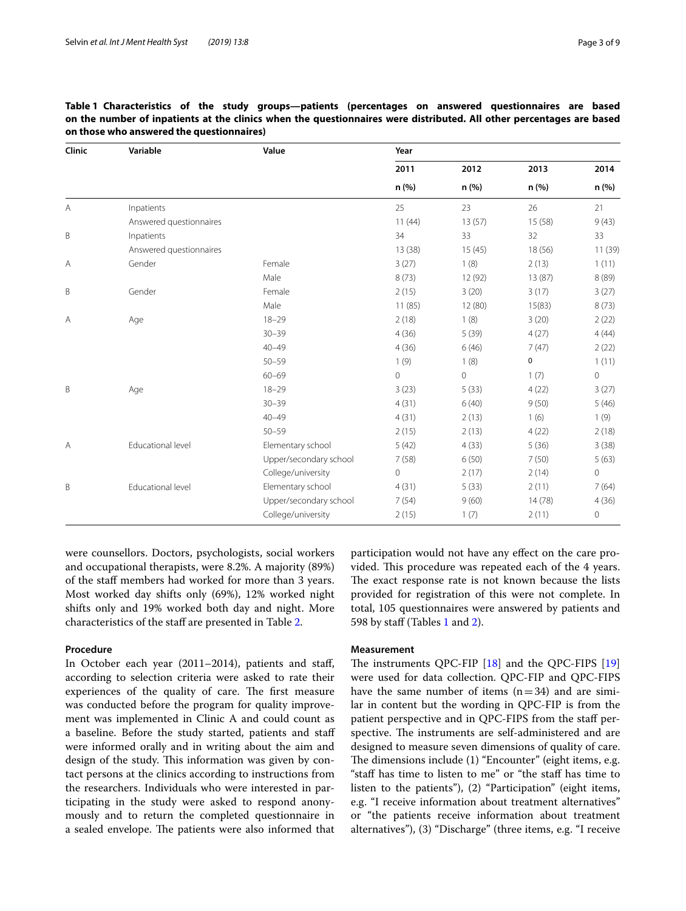**Table 1 Characteristics of the study groups—patients (percentages on answered questionnaires are based on the number of inpatients at the clinics when the questionnaires were distributed. All other percentages are based on those who answered the questionnaires)**

| Clinic | Variable | Value | Year | | | |
|---|---|---|---|---|---|---|
| | | | 2011 | 2012 | 2013 | 2014 |
| | | | n (%) | n (%) | n (%) | n (%) |
| A | Inpatients | | 25 | 23 | 26 | 21 |
| | Answered questionnaires | | 11 (44) | 13 (57) | 15 (58) | 9 (43) |
| B | Inpatients | | 34 | 33 | 32 | 33 |
| | Answered questionnaires | | 13 (38) | 15 (45) | 18 (56) | 11 (39) |
| A | Gender | Female | 3 (27) | 1 (8) | 2 (13) | 1 (11) |
| | | Male | 8 (73) | 12 (92) | 13 (87) | 8 (89) |
| B | Gender | Female | 2 (15) | 3 (20) | 3 (17) | 3 (27) |
| | | Male | 11 (85) | 12 (80) | 15(83) | 8 (73) |
| A | Age | 18–29 | 2 (18) | 1 (8) | 3 (20) | 2 (22) |
| | | 30–39 | 4 (36) | 5 (39) | 4 (27) | 4 (44) |
| | | 40–49 | 4 (36) | 6 (46) | 7 (47) | 2 (22) |
| | | 50–59 | 1 (9) | 1 (8) | 0 | 1 (11) |
| | | 60–69 | 0 | 0 | 1 (7) | 0 |
| B | Age | 18–29 | 3 (23) | 5 (33) | 4 (22) | 3 (27) |
| | | 30–39 | 4 (31) | 6 (40) | 9 (50) | 5 (46) |
| | | 40–49 | 4 (31) | 2 (13) | 1 (6) | 1 (9) |
| | | 50–59 | 2 (15) | 2 (13) | 4 (22) | 2 (18) |
| A | Educational level | Elementary school | 5 (42) | 4 (33) | 5 (36) | 3 (38) |
| | | Upper/secondary school | 7 (58) | 6 (50) | 7 (50) | 5 (63) |
| | | College/university | 0 | 2 (17) | 2 (14) | 0 |
| B | Educational level | Elementary school | 4 (31) | 5 (33) | 2 (11) | 7 (64) |
| | | Upper/secondary school | 7 (54) | 9 (60) | 14 (78) | 4 (36) |
| | | College/university | 2 (15) | 1 (7) | 2 (11) | 0 |

were counsellors. Doctors, psychologists, social workers and occupational therapists, were 8.2%. A majority (89%) of the staff members had worked for more than 3 years. Most worked day shifts only (69%), 12% worked night shifts only and 19% worked both day and night. More characteristics of the staff are presented in Table 2.

### Procedure

In October each year (2011–2014), patients and staff, according to selection criteria were asked to rate their experiences of the quality of care. The first measure was conducted before the program for quality improvement was implemented in Clinic A and could count as a baseline. Before the study started, patients and staff were informed orally and in writing about the aim and design of the study. This information was given by contact persons at the clinics according to instructions from the researchers. Individuals who were interested in participating in the study were asked to respond anonymously and to return the completed questionnaire in a sealed envelope. The patients were also informed that participation would not have any effect on the care provided. This procedure was repeated each of the 4 years. The exact response rate is not known because the lists provided for registration of this were not complete. In total, 105 questionnaires were answered by patients and 598 by staff (Tables 1 and 2).

### Measurement

The instruments QPC-FIP [18] and the QPC-FIPS [19] were used for data collection. QPC-FIP and QPC-FIPS have the same number of items ($n=34$) and are similar in content but the wording in QPC-FIP is from the patient perspective and in QPC-FIPS from the staff perspective. The instruments are self-administered and are designed to measure seven dimensions of quality of care. The dimensions include (1) "Encounter" (eight items, e.g. "staff has time to listen to me" or "the staff has time to listen to the patients"), (2) "Participation" (eight items, e.g. "I receive information about treatment alternatives" or "the patients receive information about treatment alternatives"), (3) "Discharge" (three items, e.g. "I receive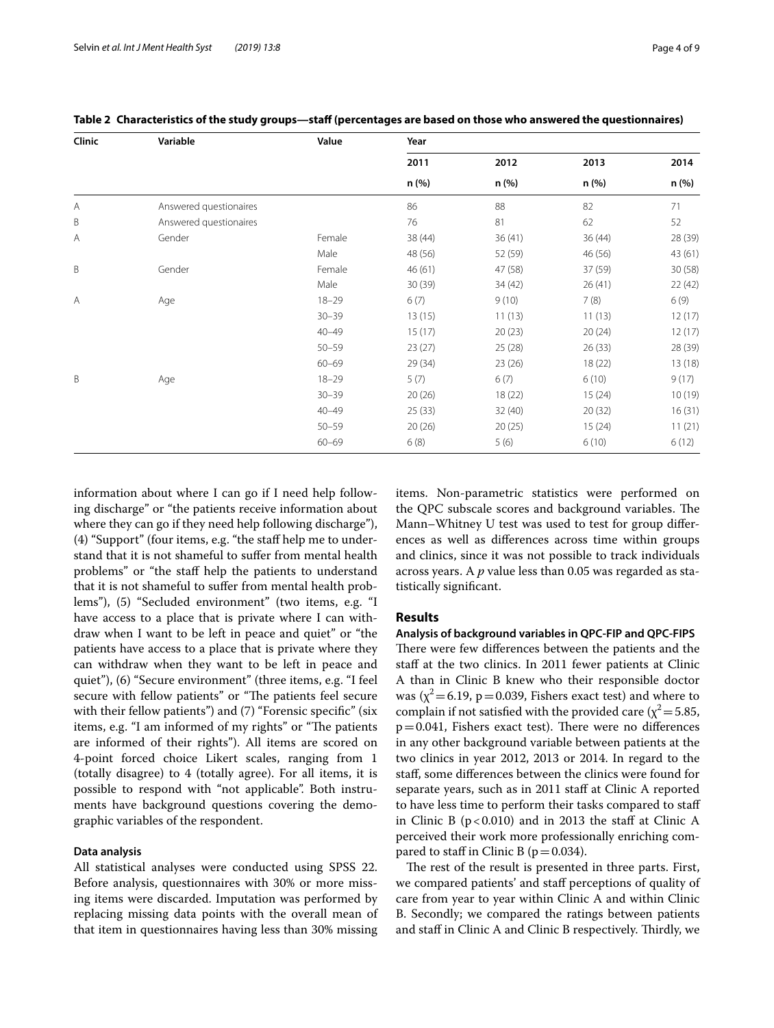**Table 2 Characteristics of the study groups—staff (percentages are based on those who answered the questionnaires)**

| Clinic | Variable | Value | Year | | | |
|---|---|---|---|---|---|---|
| | | | 2011 | 2012 | 2013 | 2014 |
| | | | n (%) | n (%) | n (%) | n (%) |
| A | Answered questionaires | | 86 | 88 | 82 | 71 |
| B | Answered questionaires | | 76 | 81 | 62 | 52 |
| A | Gender | Female | 38 (44) | 36 (41) | 36 (44) | 28 (39) |
| | | Male | 48 (56) | 52 (59) | 46 (56) | 43 (61) |
| B | Gender | Female | 46 (61) | 47 (58) | 37 (59) | 30 (58) |
| | | Male | 30 (39) | 34 (42) | 26 (41) | 22 (42) |
| A | Age | 18–29 | 6 (7) | 9 (10) | 7 (8) | 6 (9) |
| | | 30–39 | 13 (15) | 11 (13) | 11 (13) | 12 (17) |
| | | 40–49 | 15 (17) | 20 (23) | 20 (24) | 12 (17) |
| | | 50–59 | 23 (27) | 25 (28) | 26 (33) | 28 (39) |
| | | 60–69 | 29 (34) | 23 (26) | 18 (22) | 13 (18) |
| B | Age | 18–29 | 5 (7) | 6 (7) | 6 (10) | 9 (17) |
| | | 30–39 | 20 (26) | 18 (22) | 15 (24) | 10 (19) |
| | | 40–49 | 25 (33) | 32 (40) | 20 (32) | 16 (31) |
| | | 50–59 | 20 (26) | 20 (25) | 15 (24) | 11 (21) |
| | | 60–69 | 6 (8) | 5 (6) | 6 (10) | 6 (12) |

information about where I can go if I need help following discharge" or "the patients receive information about where they can go if they need help following discharge"), (4) "Support" (four items, e.g. "the staff help me to understand that it is not shameful to suffer from mental health problems" or "the staff help the patients to understand that it is not shameful to suffer from mental health problems"), (5) "Secluded environment" (two items, e.g. "I have access to a place that is private where I can withdraw when I want to be left in peace and quiet" or "the patients have access to a place that is private where they can withdraw when they want to be left in peace and quiet"), (6) "Secure environment" (three items, e.g. "I feel secure with fellow patients" or "The patients feel secure with their fellow patients") and (7) "Forensic specific" (six items, e.g. "I am informed of my rights" or "The patients are informed of their rights"). All items are scored on 4-point forced choice Likert scales, ranging from 1 (totally disagree) to 4 (totally agree). For all items, it is possible to respond with "not applicable". Both instruments have background questions covering the demographic variables of the respondent.

### Data analysis

All statistical analyses were conducted using SPSS 22. Before analysis, questionnaires with 30% or more missing items were discarded. Imputation was performed by replacing missing data points with the overall mean of that item in questionnaires having less than 30% missing items. Non-parametric statistics were performed on the QPC subscale scores and background variables. The Mann–Whitney U test was used to test for group differences as well as differences across time within groups and clinics, since it was not possible to track individuals across years. A *p* value less than 0.05 was regarded as statistically significant.

## Results

### Analysis of background variables in QPC-FIP and QPC-FIPS

There were few differences between the patients and the staff at the two clinics. In 2011 fewer patients at Clinic A than in Clinic B knew who their responsible doctor was ($\chi^2 = 6.19$, $p = 0.039$, Fishers exact test) and where to complain if not satisfied with the provided care ($\chi^2 = 5.85$, $p = 0.041$, Fishers exact test). There were no differences in any other background variable between patients at the two clinics in year 2012, 2013 or 2014. In regard to the staff, some differences between the clinics were found for separate years, such as in 2011 staff at Clinic A reported to have less time to perform their tasks compared to staff in Clinic B ($p < 0.010$) and in 2013 the staff at Clinic A perceived their work more professionally enriching compared to staff in Clinic B ($p = 0.034$).

The rest of the result is presented in three parts. First, we compared patients' and staff perceptions of quality of care from year to year within Clinic A and within Clinic B. Secondly; we compared the ratings between patients and staff in Clinic A and Clinic B respectively. Thirdly, we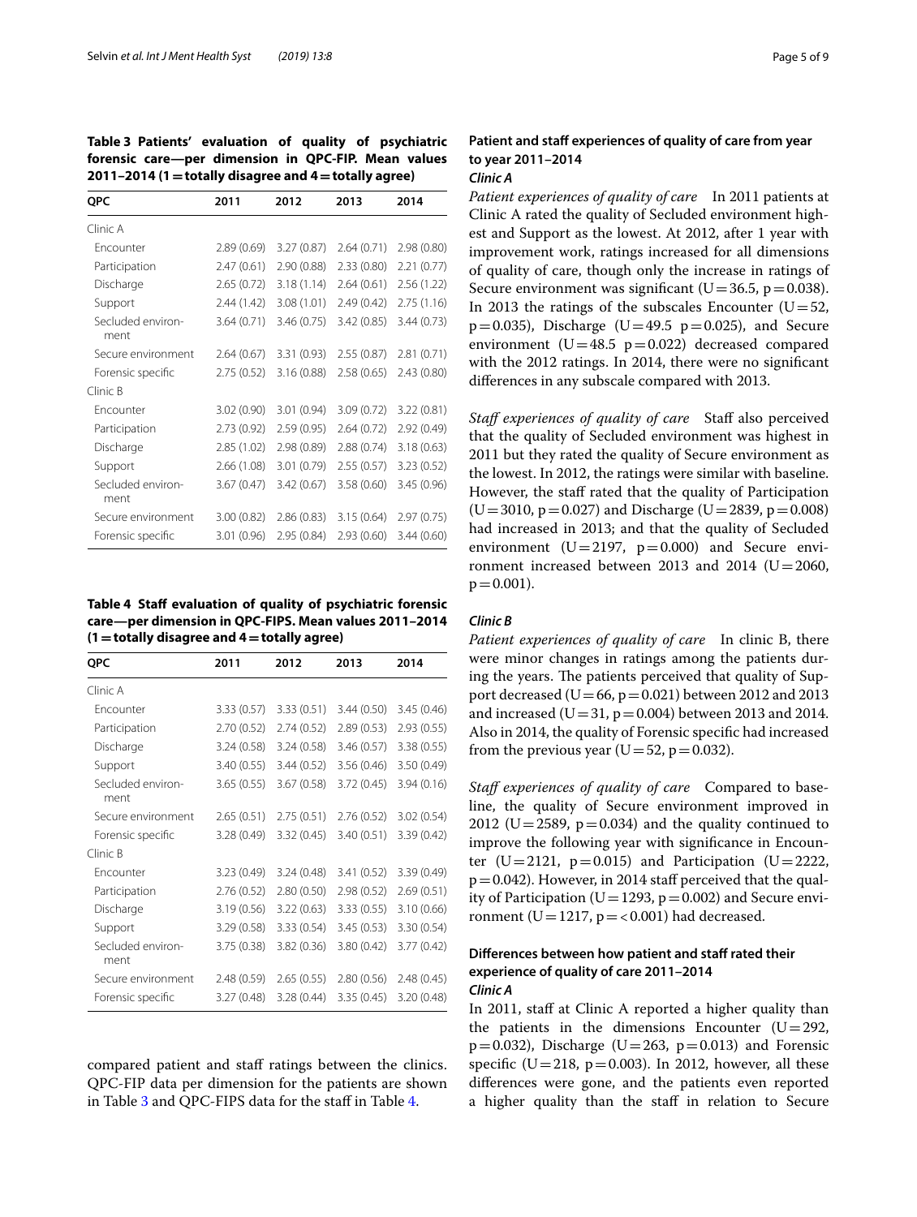**Table 3 Patients' evaluation of quality of psychiatric forensic care—per dimension in QPC-FIP. Mean values 2011–2014 (1 = totally disagree and 4 = totally agree)**

| QPC | 2011 | 2012 | 2013 | 2014 |
|---|---|---|---|---|
| Clinic A | | | | |
| Encounter | 2.89 (0.69) | 3.27 (0.87) | 2.64 (0.71) | 2.98 (0.80) |
| Participation | 2.47 (0.61) | 2.90 (0.88) | 2.33 (0.80) | 2.21 (0.77) |
| Discharge | 2.65 (0.72) | 3.18 (1.14) | 2.64 (0.61) | 2.56 (1.22) |
| Support | 2.44 (1.42) | 3.08 (1.01) | 2.49 (0.42) | 2.75 (1.16) |
| Secluded environment | 3.64 (0.71) | 3.46 (0.75) | 3.42 (0.85) | 3.44 (0.73) |
| Secure environment | 2.64 (0.67) | 3.31 (0.93) | 2.55 (0.87) | 2.81 (0.71) |
| Forensic specific | 2.75 (0.52) | 3.16 (0.88) | 2.58 (0.65) | 2.43 (0.80) |
| Clinic B | | | | |
| Encounter | 3.02 (0.90) | 3.01 (0.94) | 3.09 (0.72) | 3.22 (0.81) |
| Participation | 2.73 (0.92) | 2.59 (0.95) | 2.64 (0.72) | 2.92 (0.49) |
| Discharge | 2.85 (1.02) | 2.98 (0.89) | 2.88 (0.74) | 3.18 (0.63) |
| Support | 2.66 (1.08) | 3.01 (0.79) | 2.55 (0.57) | 3.23 (0.52) |
| Secluded environment | 3.67 (0.47) | 3.42 (0.67) | 3.58 (0.60) | 3.45 (0.96) |
| Secure environment | 3.00 (0.82) | 2.86 (0.83) | 3.15 (0.64) | 2.97 (0.75) |
| Forensic specific | 3.01 (0.96) | 2.95 (0.84) | 2.93 (0.60) | 3.44 (0.60) |

**Table 4 Staff evaluation of quality of psychiatric forensic care—per dimension in QPC-FIPS. Mean values 2011–2014 (1 = totally disagree and 4 = totally agree)**

| QPC | 2011 | 2012 | 2013 | 2014 |
|---|---|---|---|---|
| Clinic A | | | | |
| Encounter | 3.33 (0.57) | 3.33 (0.51) | 3.44 (0.50) | 3.45 (0.46) |
| Participation | 2.70 (0.52) | 2.74 (0.52) | 2.89 (0.53) | 2.93 (0.55) |
| Discharge | 3.24 (0.58) | 3.24 (0.58) | 3.46 (0.57) | 3.38 (0.55) |
| Support | 3.40 (0.55) | 3.44 (0.52) | 3.56 (0.46) | 3.50 (0.49) |
| Secluded environment | 3.65 (0.55) | 3.67 (0.58) | 3.72 (0.45) | 3.94 (0.16) |
| Secure environment | 2.65 (0.51) | 2.75 (0.51) | 2.76 (0.52) | 3.02 (0.54) |
| Forensic specific | 3.28 (0.49) | 3.32 (0.45) | 3.40 (0.51) | 3.39 (0.42) |
| Clinic B | | | | |
| Encounter | 3.23 (0.49) | 3.24 (0.48) | 3.41 (0.52) | 3.39 (0.49) |
| Participation | 2.76 (0.52) | 2.80 (0.50) | 2.98 (0.52) | 2.69 (0.51) |
| Discharge | 3.19 (0.56) | 3.22 (0.63) | 3.33 (0.55) | 3.10 (0.66) |
| Support | 3.29 (0.58) | 3.33 (0.54) | 3.45 (0.53) | 3.30 (0.54) |
| Secluded environment | 3.75 (0.38) | 3.82 (0.36) | 3.80 (0.42) | 3.77 (0.42) |
| Secure environment | 2.48 (0.59) | 2.65 (0.55) | 2.80 (0.56) | 2.48 (0.45) |
| Forensic specific | 3.27 (0.48) | 3.28 (0.44) | 3.35 (0.45) | 3.20 (0.48) |

compared patient and staff ratings between the clinics. QPC-FIP data per dimension for the patients are shown in Table 3 and QPC-FIPS data for the staff in Table 4.

### Patient and staff experiences of quality of care from year to year 2011–2014

#### *Clinic A*

*Patient experiences of quality of care* In 2011 patients at Clinic A rated the quality of Secluded environment highest and Support as the lowest. At 2012, after 1 year with improvement work, ratings increased for all dimensions of quality of care, though only the increase in ratings of Secure environment was significant ($U = 36.5$, $p = 0.038$). In 2013 the ratings of the subscales Encounter ($U = 52$, $p = 0.035$), Discharge ($U = 49.5$ $p = 0.025$), and Secure environment ($U = 48.5$ $p = 0.022$) decreased compared with the 2012 ratings. In 2014, there were no significant differences in any subscale compared with 2013.

*Staff experiences of quality of care* Staff also perceived that the quality of Secluded environment was highest in 2011 but they rated the quality of Secure environment as the lowest. In 2012, the ratings were similar with baseline. However, the staff rated that the quality of Participation ($U = 3010$, $p = 0.027$) and Discharge ($U = 2839$, $p = 0.008$) had increased in 2013; and that the quality of Secluded environment ($U = 2197$, $p = 0.000$) and Secure environment increased between 2013 and 2014 ($U = 2060$, $p = 0.001$).

#### *Clinic B*

*Patient experiences of quality of care* In clinic B, there were minor changes in ratings among the patients during the years. The patients perceived that quality of Support decreased ($U = 66$, $p = 0.021$) between 2012 and 2013 and increased ($U = 31$, $p = 0.004$) between 2013 and 2014. Also in 2014, the quality of Forensic specific had increased from the previous year ($U = 52$, $p = 0.032$).

*Staff experiences of quality of care* Compared to baseline, the quality of Secure environment improved in 2012 ($U = 2589$, $p = 0.034$) and the quality continued to improve the following year with significance in Encounter ($U = 2121$, $p = 0.015$) and Participation ($U = 2222$, $p = 0.042$). However, in 2014 staff perceived that the quality of Participation ($U = 1293$, $p = 0.002$) and Secure environment ($U = 1217$, $p = < 0.001$) had decreased.

### Differences between how patient and staff rated their experience of quality of care 2011–2014

#### *Clinic A*

In 2011, staff at Clinic A reported a higher quality than the patients in the dimensions Encounter ($U = 292$, $p = 0.032$), Discharge ($U = 263$, $p = 0.013$) and Forensic specific ($U = 218$, $p = 0.003$). In 2012, however, all these differences were gone, and the patients even reported a higher quality than the staff in relation to Secure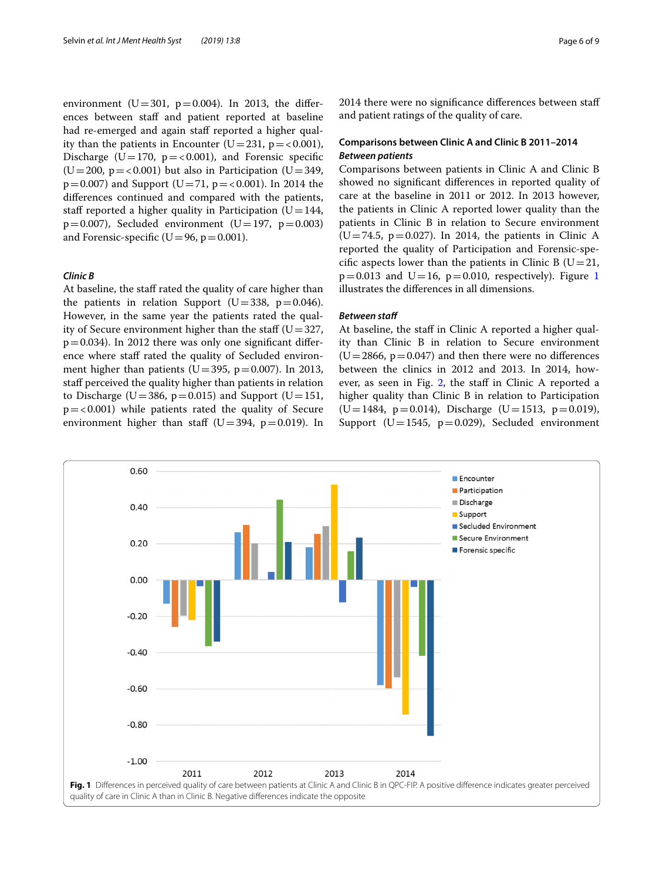environment ($U = 301$, $p = 0.004$). In 2013, the differences between staff and patient reported at baseline had re-emerged and again staff reported a higher quality than the patients in Encounter ($U = 231$, $p = < 0.001$), Discharge ($U = 170$, $p = < 0.001$), and Forensic specific ($U = 200$, $p = < 0.001$) but also in Participation ($U = 349$, $p = 0.007$) and Support ($U = 71$, $p = < 0.001$). In 2014 the differences continued and compared with the patients, staff reported a higher quality in Participation ($U = 144$, $p = 0.007$), Secluded environment ($U = 197$, $p = 0.003$) and Forensic-specific ($U = 96$, $p = 0.001$).

#### *Clinic B*

At baseline, the staff rated the quality of care higher than the patients in relation Support ($U = 338$, $p = 0.046$). However, in the same year the patients rated the quality of Secure environment higher than the staff ($U = 327$, $p = 0.034$). In 2012 there was only one significant difference where staff rated the quality of Secluded environment higher than patients ($U = 395$, $p = 0.007$). In 2013, staff perceived the quality higher than patients in relation to Discharge ($U = 386$, $p = 0.015$) and Support ($U = 151$, $p = < 0.001$) while patients rated the quality of Secure environment higher than staff ($U = 394$, $p = 0.019$). In 2014 there were no significance differences between staff and patient ratings of the quality of care.

### Comparisons between Clinic A and Clinic B 2011–2014

#### *Between patients*

Comparisons between patients in Clinic A and Clinic B showed no significant differences in reported quality of care at the baseline in 2011 or 2012. In 2013 however, the patients in Clinic A reported lower quality than the patients in Clinic B in relation to Secure environment ($U = 74.5$, $p = 0.027$). In 2014, the patients in Clinic A reported the quality of Participation and Forensic-specific aspects lower than the patients in Clinic B ($U = 21$, $p = 0.013$ and $U = 16$, $p = 0.010$, respectively). Figure 1 illustrates the differences in all dimensions.

#### *Between staff*

At baseline, the staff in Clinic A reported a higher quality than Clinic B in relation to Secure environment ($U = 2866$, $p = 0.047$) and then there were no differences between the clinics in 2012 and 2013. In 2014, however, as seen in Fig. 2, the staff in Clinic A reported a higher quality than Clinic B in relation to Participation ($U = 1484$, $p = 0.014$), Discharge ($U = 1513$, $p = 0.019$), Support ($U = 1545$, $p = 0.029$), Secluded environment

**Fig. 1** Differences in perceived quality of care between patients at Clinic A and Clinic B in QPC-FIP. A positive difference indicates greater perceived quality of care in Clinic A than in Clinic B. Negative differences indicate the opposite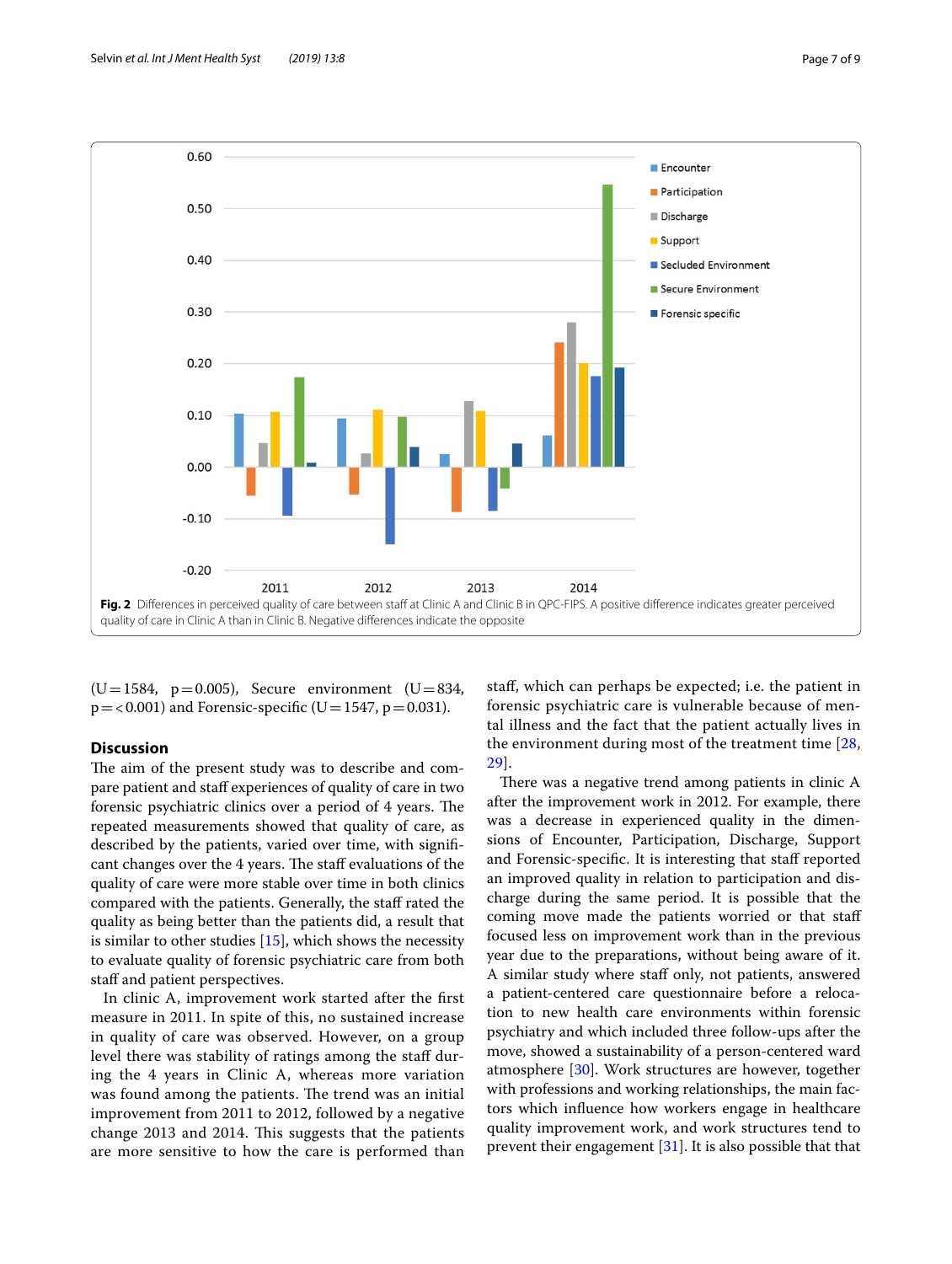Fig. 2 Differences in perceived quality of care between staff at Clinic A and Clinic B in QPC-FIPS. A positive difference indicates greater perceived quality of care in Clinic A than in Clinic B. Negative differences indicate the opposite

(U = 1584, p = 0.005), Secure environment (U = 834, p = < 0.001) and Forensic-specific (U = 1547, p = 0.031).

## Discussion

The aim of the present study was to describe and compare patient and staff experiences of quality of care in two forensic psychiatric clinics over a period of 4 years. The repeated measurements showed that quality of care, as described by the patients, varied over time, with significant changes over the 4 years. The staff evaluations of the quality of care were more stable over time in both clinics compared with the patients. Generally, the staff rated the quality as being better than the patients did, a result that is similar to other studies [15], which shows the necessity to evaluate quality of forensic psychiatric care from both staff and patient perspectives.

In clinic A, improvement work started after the first measure in 2011. In spite of this, no sustained increase in quality of care was observed. However, on a group level there was stability of ratings among the staff during the 4 years in Clinic A, whereas more variation was found among the patients. The trend was an initial improvement from 2011 to 2012, followed by a negative change 2013 and 2014. This suggests that the patients are more sensitive to how the care is performed than staff, which can perhaps be expected; i.e. the patient in forensic psychiatric care is vulnerable because of mental illness and the fact that the patient actually lives in the environment during most of the treatment time [28, 29].

There was a negative trend among patients in clinic A after the improvement work in 2012. For example, there was a decrease in experienced quality in the dimensions of Encounter, Participation, Discharge, Support and Forensic-specific. It is interesting that staff reported an improved quality in relation to participation and discharge during the same period. It is possible that the coming move made the patients worried or that staff focused less on improvement work than in the previous year due to the preparations, without being aware of it. A similar study where staff only, not patients, answered a patient-centered care questionnaire before a relocation to new health care environments within forensic psychiatry and which included three follow-ups after the move, showed a sustainability of a person-centered ward atmosphere [30]. Work structures are however, together with professions and working relationships, the main factors which influence how workers engage in healthcare quality improvement work, and work structures tend to prevent their engagement [31]. It is also possible that that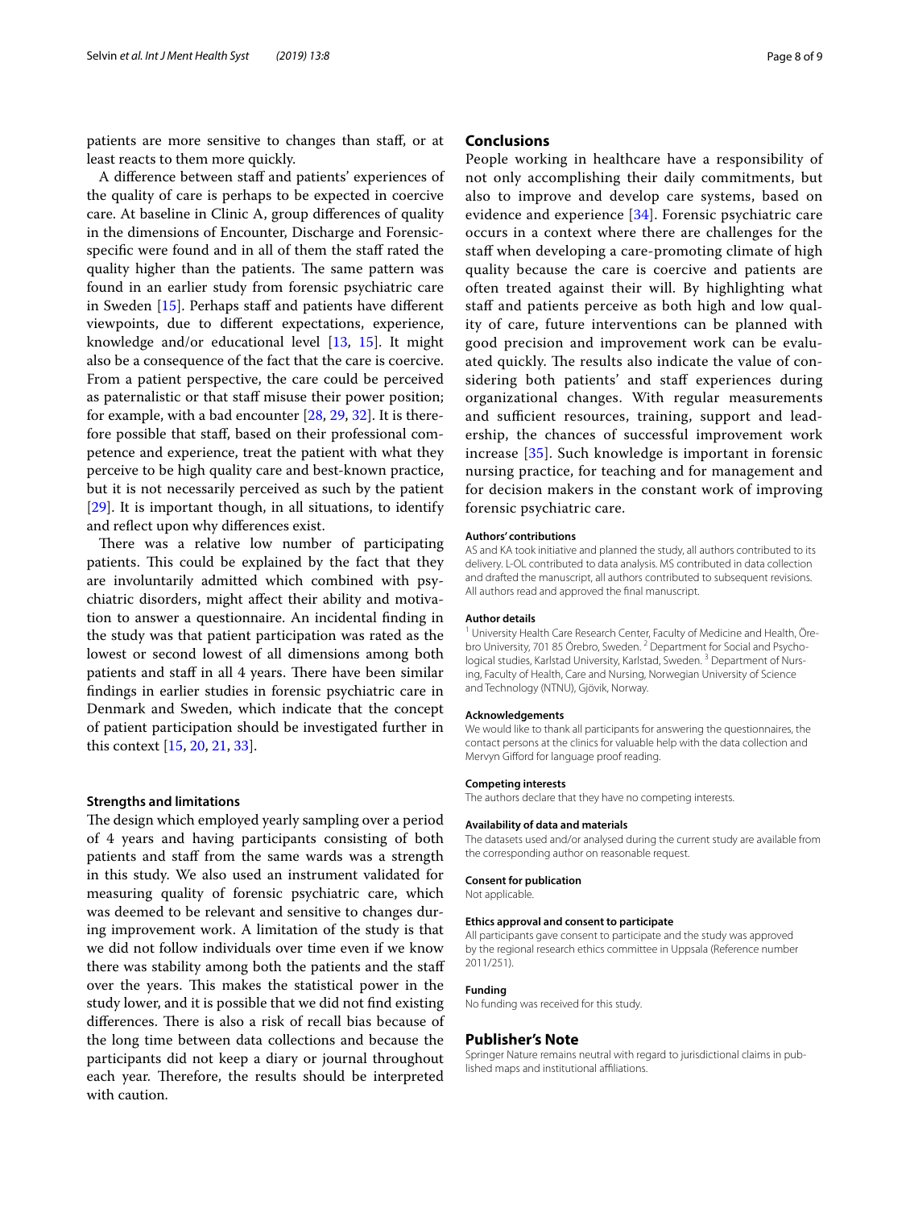patients are more sensitive to changes than staff, or at least reacts to them more quickly.

A difference between staff and patients' experiences of the quality of care is perhaps to be expected in coercive care. At baseline in Clinic A, group differences of quality in the dimensions of Encounter, Discharge and Forensic-specific were found and in all of them the staff rated the quality higher than the patients. The same pattern was found in an earlier study from forensic psychiatric care in Sweden [15]. Perhaps staff and patients have different viewpoints, due to different expectations, experience, knowledge and/or educational level [13, 15]. It might also be a consequence of the fact that the care is coercive. From a patient perspective, the care could be perceived as paternalistic or that staff misuse their power position; for example, with a bad encounter [28, 29, 32]. It is therefore possible that staff, based on their professional competence and experience, treat the patient with what they perceive to be high quality care and best-known practice, but it is not necessarily perceived as such by the patient [29]. It is important though, in all situations, to identify and reflect upon why differences exist.

There was a relative low number of participating patients. This could be explained by the fact that they are involuntarily admitted which combined with psychiatric disorders, might affect their ability and motivation to answer a questionnaire. An incidental finding in the study was that patient participation was rated as the lowest or second lowest of all dimensions among both patients and staff in all 4 years. There have been similar findings in earlier studies in forensic psychiatric care in Denmark and Sweden, which indicate that the concept of patient participation should be investigated further in this context [15, 20, 21, 33].

### Strengths and limitations

The design which employed yearly sampling over a period of 4 years and having participants consisting of both patients and staff from the same wards was a strength in this study. We also used an instrument validated for measuring quality of forensic psychiatric care, which was deemed to be relevant and sensitive to changes during improvement work. A limitation of the study is that we did not follow individuals over time even if we know there was stability among both the patients and the staff over the years. This makes the statistical power in the study lower, and it is possible that we did not find existing differences. There is also a risk of recall bias because of the long time between data collections and because the participants did not keep a diary or journal throughout each year. Therefore, the results should be interpreted with caution.

## Conclusions

People working in healthcare have a responsibility of not only accomplishing their daily commitments, but also to improve and develop care systems, based on evidence and experience [34]. Forensic psychiatric care occurs in a context where there are challenges for the staff when developing a care-promoting climate of high quality because the care is coercive and patients are often treated against their will. By highlighting what staff and patients perceive as both high and low quality of care, future interventions can be planned with good precision and improvement work can be evaluated quickly. The results also indicate the value of considering both patients' and staff experiences during organizational changes. With regular measurements and sufficient resources, training, support and leadership, the chances of successful improvement work increase [35]. Such knowledge is important in forensic nursing practice, for teaching and for management and for decision makers in the constant work of improving forensic psychiatric care.

#### Authors' contributions

AS and KA took initiative and planned the study, all authors contributed to its delivery. L-OL contributed to data analysis. MS contributed in data collection and drafted the manuscript, all authors contributed to subsequent revisions. All authors read and approved the final manuscript.

#### Author details

[1] University Health Care Research Center, Faculty of Medicine and Health, Örebro University, 701 85 Örebro, Sweden. [2] Department for Social and Psychological studies, Karlstad University, Karlstad, Sweden. [3] Department of Nursing, Faculty of Health, Care and Nursing, Norwegian University of Science and Technology (NTNU), Gjövik, Norway.

#### Acknowledgements

We would like to thank all participants for answering the questionnaires, the contact persons at the clinics for valuable help with the data collection and Mervyn Gifford for language proof reading.

#### Competing interests

The authors declare that they have no competing interests.

#### Availability of data and materials

The datasets used and/or analysed during the current study are available from the corresponding author on reasonable request.

#### Consent for publication

Not applicable.

#### Ethics approval and consent to participate

All participants gave consent to participate and the study was approved by the regional research ethics committee in Uppsala (Reference number 2011/251).

#### Funding

No funding was received for this study.

## Publisher's Note

Springer Nature remains neutral with regard to jurisdictional claims in published maps and institutional affiliations.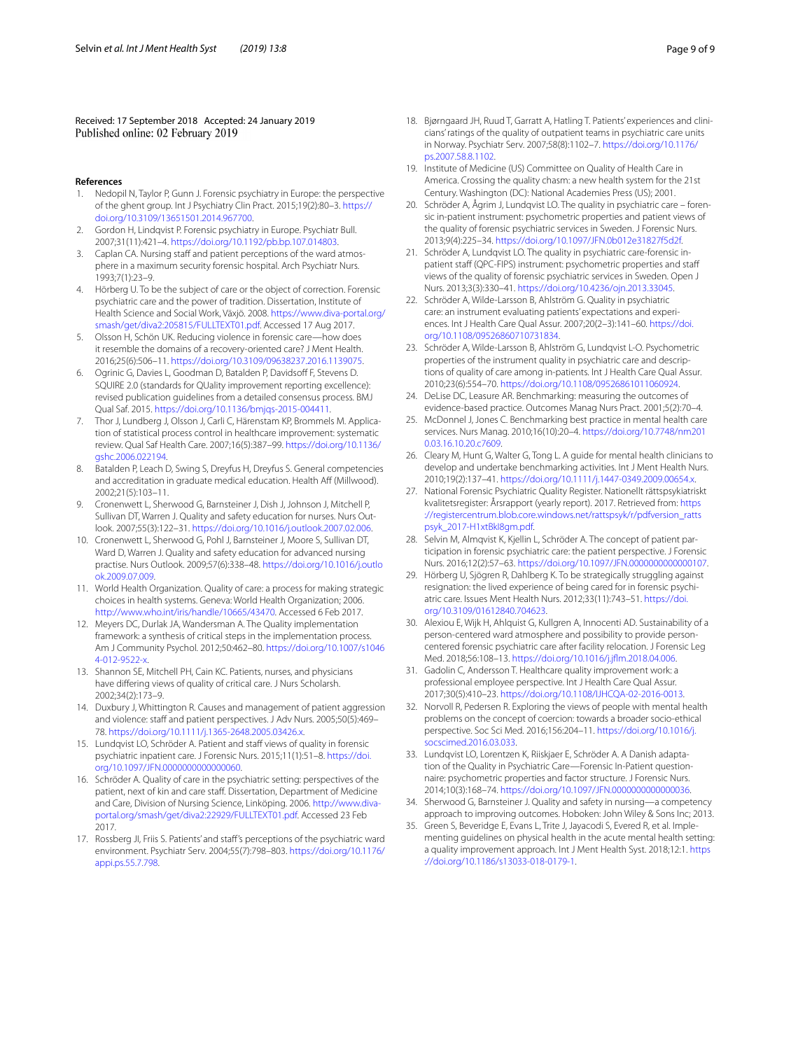Received: 17 September 2018 Accepted: 24 January 2019
Published online: 02 February 2019

## References

1. Nedopil N, Taylor P, Gunn J. Forensic psychiatry in Europe: the perspective of the ghent group. Int J Psychiatry Clin Pract. 2015;19(2):80–3. https://doi.org/10.3109/13651501.2014.967700.
2. Gordon H, Lindqvist P. Forensic psychiatry in Europe. Psychiatr Bull. 2007;31(11):421–4. https://doi.org/10.1192/pb.bp.107.014803.
3. Caplan CA. Nursing staff and patient perceptions of the ward atmosphere in a maximum security forensic hospital. Arch Psychiatr Nurs. 1993;7(1):23–9.
4. Hörberg U. To be the subject of care or the object of correction. Forensic psychiatric care and the power of tradition. Dissertation, Institute of Health Science and Social Work, Växjö. 2008. https://www.diva-portal.org/smash/get/diva2:205815/FULLTEXT01.pdf. Accessed 17 Aug 2017.
5. Olsson H, Schön UK. Reducing violence in forensic care—how does it resemble the domains of a recovery-oriented care? J Ment Health. 2016;25(6):506–11. https://doi.org/10.3109/09638237.2016.1139075.
6. Ogrinic G, Davies L, Goodman D, Batalden P, Davidoff F, Stevens D. SQUIRE 2.0 (standards for QUality improvement reporting excellence): revised publication guidelines from a detailed consensus process. BMJ Qual Saf. 2015. https://doi.org/10.1136/bmjqs-2015-004411.
7. Thor J, Lundberg J, Olsson J, Carli C, Härenstam KP, Brommels M. Application of statistical process control in healthcare improvement: systematic review. Qual Saf Health Care. 2007;16(5):387–99. https://doi.org/10.1136/qshc.2006.022194.
8. Batalden P, Leach D, Swing S, Dreyfus H, Dreyfus S. General competencies and accreditation in graduate medical education. Health Aff (Millwood). 2002;21(5):103–11.
9. Cronenwett L, Sherwood G, Barnsteiner J, Dish J, Johnson J, Mitchell P, Sullivan DT, Warren J. Quality and safety education for nurses. Nurs Outlook. 2007;55(3):122–31. https://doi.org/10.1016/j.outlook.2007.02.006.
10. Cronenwett L, Sherwood G, Pohl J, Barnsteiner J, Moore S, Sullivan DT, Ward D, Warren J. Quality and safety education for advanced nursing practise. Nurs Outlook. 2009;57(6):338–48. https://doi.org/10.1016/j.outlook.2009.07.009.
11. World Health Organization. Quality of care: a process for making strategic choices in health systems. Geneva: World Health Organization; 2006. http://www.who.int/iris/handle/10665/43470. Accessed 6 Feb 2017.
12. Meyers DC, Durlak JA, Wandersman A. The Quality implementation framework: a synthesis of critical steps in the implementation process. Am J Community Psychol. 2012;50:462–80. https://doi.org/10.1007/s10464-012-9522-x.
13. Shannon SE, Mitchell PH, Cain KC. Patients, nurses, and physicians have differing views of quality of critical care. J Nurs Scholarsh. 2002;34(2):173–9.
14. Duxbury J, Whittington R. Causes and management of patient aggression and violence: staff and patient perspectives. J Adv Nurs. 2005;50(5):469–78. https://doi.org/10.1111/j.1365-2648.2005.03426.x.
15. Lundqvist LO, Schröder A. Patient and staff views of quality in forensic psychiatric inpatient care. J Forensic Nurs. 2015;11(1):51–8. https://doi.org/10.1097/JFN.0000000000000060.
16. Schröder A. Quality of care in the psychiatric setting: perspectives of the patient, next of kin and care staff. Dissertation, Department of Medicine and Care, Division of Nursing Science, Linköping. 2006. http://www.diva-portal.org/smash/get/diva2:22929/FULLTEXT01.pdf. Accessed 23 Feb 2017.
17. Rossberg JI, Friis S. Patients' and staff's perceptions of the psychiatric ward environment. Psychiatr Serv. 2004;55(7):798–803. https://doi.org/10.1176/appi.ps.55.7.798.
18. Bjørngaard JH, Ruud T, Garratt A, Hatling T. Patients' experiences and clinicians' ratings of the quality of outpatient teams in psychiatric care units in Norway. Psychiatr Serv. 2007;58(8):1102–7. https://doi.org/10.1176/ps.2007.58.8.1102.
19. Institute of Medicine (US) Committee on Quality of Health Care in America. Crossing the quality chasm: a new health system for the 21st Century. Washington (DC): National Academies Press (US); 2001.
20. Schröder A, Ågrim J, Lundqvist LO. The quality in psychiatric care – forensic in-patient instrument: psychometric properties and patient views of the quality of forensic psychiatric services in Sweden. J Forensic Nurs. 2013;9(4):225–34. https://doi.org/10.1097/JFN.0b012e31827f5d2f.
21. Schröder A, Lundqvist LO. The quality in psychiatric care-forensic in-patient staff (QPC-FIPS) instrument: psychometric properties and staff views of the quality of forensic psychiatric services in Sweden. Open J Nurs. 2013;3(3):330–41. https://doi.org/10.4236/ojn.2013.33045.
22. Schröder A, Wilde-Larsson B, Ahlström G. Quality in psychiatric care: an instrument evaluating patients' expectations and experiences. Int J Health Care Qual Assur. 2007;20(2–3):141–60. https://doi.org/10.1108/09526860710731834.
23. Schröder A, Wilde-Larsson B, Ahlström G, Lundqvist L-O. Psychometric properties of the instrument quality in psychiatric care and descriptions of quality of care among in-patients. Int J Health Care Qual Assur. 2010;23(6):554–70. https://doi.org/10.1108/09526861011060924.
24. DeLise DC, Leasure AR. Benchmarking: measuring the outcomes of evidence-based practice. Outcomes Manag Nurs Pract. 2001;5(2):70–4.
25. McDonnel J, Jones C. Benchmarking best practice in mental health care services. Nurs Manag. 2010;16(10):20–4. https://doi.org/10.7748/nm2010.03.16.10.20.c7609.
26. Cleary M, Hunt G, Walter G, Tong L. A guide for mental health clinicians to develop and undertake benchmarking activities. Int J Ment Health Nurs. 2010;19(2):137–41. https://doi.org/10.1111/j.1447-0349.2009.00654.x.
27. National Forensic Psychiatric Quality Register. Nationellt rättspsykiatriskt kvalitetsregister: Årsrapport (yearly report). 2017. Retrieved from: https://registercentrum.blob.core.windows.net/rattspsyk/r/pdfversion_rattspsyk_2017-H1xtBkl8gm.pdf.
28. Selvin M, Almqvist K, Kjellin L, Schröder A. The concept of patient participation in forensic psychiatric care: the patient perspective. J Forensic Nurs. 2016;12(2):57–63. https://doi.org/10.1097/JFN.0000000000000107.
29. Hörberg U, Sjögren R, Dahlberg K. To be strategically struggling against resignation: the lived experience of being cared for in forensic psychiatric care. Issues Ment Health Nurs. 2012;33(11):743–51. https://doi.org/10.3109/01612840.704623.
30. Alexiou E, Wijk H, Ahlquist G, Kullgren A, Innocenti AD. Sustainability of a person-centered ward atmosphere and possibility to provide person-centered forensic psychiatric care after facility relocation. J Forensic Leg Med. 2018;56:108–13. https://doi.org/10.1016/j.jflm.2018.04.006.
31. Gadolin C, Andersson T. Healthcare quality improvement work: a professional employee perspective. Int J Health Care Qual Assur. 2017;30(5):410–23. https://doi.org/10.1108/IJHCQA-02-2016-0013.
32. Norvoll R, Pedersen R. Exploring the views of people with mental health problems on the concept of coercion: towards a broader socio-ethical perspective. Soc Sci Med. 2016;156:204–11. https://doi.org/10.1016/j.socscimed.2016.03.033.
33. Lundqvist LO, Lorentzen K, Riiskjaer E, Schröder A. A Danish adaptation of the Quality in Psychiatric Care—Forensic In-Patient questionnaire: psychometric properties and factor structure. J Forensic Nurs. 2014;10(3):168–74. https://doi.org/10.1097/JFN.0000000000000036.
34. Sherwood G, Barnsteiner J. Quality and safety in nursing—a competency approach to improving outcomes. Hoboken: John Wiley & Sons Inc; 2013.
35. Green S, Beveridge E, Evans L, Trite J, Jayacodi S, Evered R, et al. Implementing guidelines on physical health in the acute mental health setting: a quality improvement approach. Int J Ment Health Syst. 2018;12:1. https://doi.org/10.1186/s13033-018-0179-1.